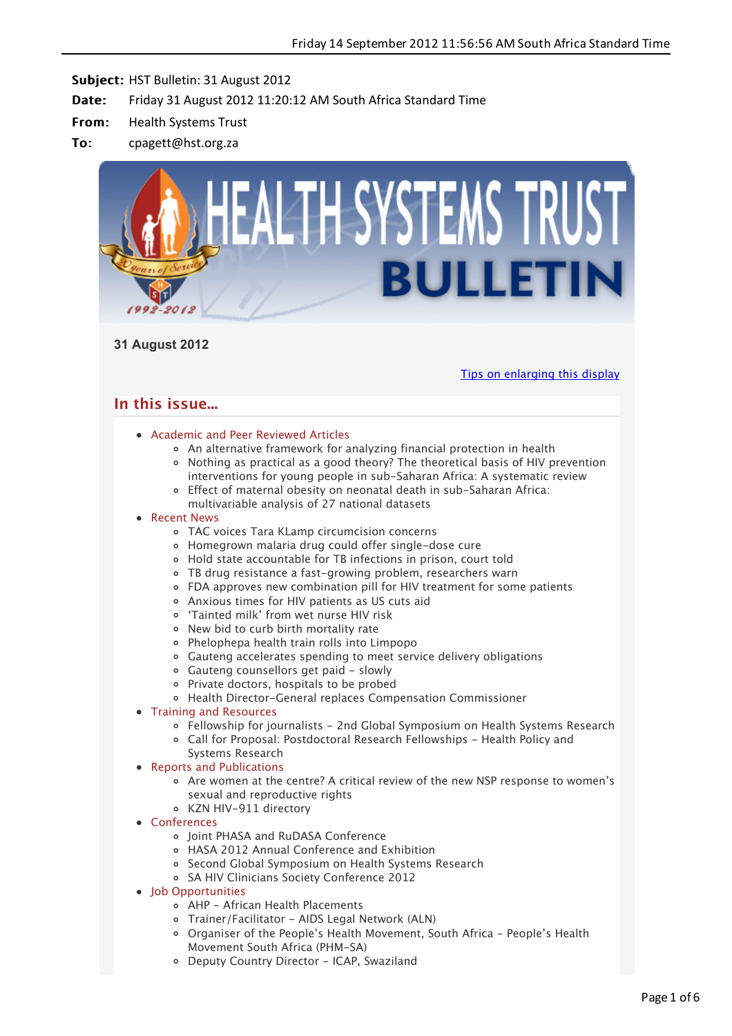Friday 14 September 2012 11:56:56 AM South Africa Standard Time

**Subject:** HST Bulletin: 31 August 2012

**Date:** Friday 31 August 2012 11:20:12 AM South Africa Standard Time

**From:** Health Systems Trust

**To:** cpagett@hst.org.za

# HEALTH SYSTEMS TRUST BULLETIN

20 years of Service 1992-2012

**31 August 2012**

[Tips on enlarging this display](#)

## In this issue...

- Academic and Peer Reviewed Articles
  - An alternative framework for analyzing financial protection in health
  - Nothing as practical as a good theory? The theoretical basis of HIV prevention interventions for young people in sub-Saharan Africa: A systematic review
  - Effect of maternal obesity on neonatal death in sub-Saharan Africa: multivariable analysis of 27 national datasets
- Recent News
  - TAC voices Tara KLamp circumcision concerns
  - Homegrown malaria drug could offer single-dose cure
  - Hold state accountable for TB infections in prison, court told
  - TB drug resistance a fast-growing problem, researchers warn
  - FDA approves new combination pill for HIV treatment for some patients
  - Anxious times for HIV patients as US cuts aid
  - 'Tainted milk' from wet nurse HIV risk
  - New bid to curb birth mortality rate
  - Phelophepa health train rolls into Limpopo
  - Gauteng accelerates spending to meet service delivery obligations
  - Gauteng counsellors get paid – slowly
  - Private doctors, hospitals to be probed
  - Health Director-General replaces Compensation Commissioner
- Training and Resources
  - Fellowship for journalists - 2nd Global Symposium on Health Systems Research
  - Call for Proposal: Postdoctoral Research Fellowships - Health Policy and Systems Research
- Reports and Publications
  - Are women at the centre? A critical review of the new NSP response to women's sexual and reproductive rights
  - KZN HIV-911 directory
- Conferences
  - Joint PHASA and RuDASA Conference
  - HASA 2012 Annual Conference and Exhibition
  - Second Global Symposium on Health Systems Research
  - SA HIV Clinicians Society Conference 2012
- Job Opportunities
  - AHP - African Health Placements
  - Trainer/Facilitator - AIDS Legal Network (ALN)
  - Organiser of the People's Health Movement, South Africa - People's Health Movement South Africa (PHM-SA)
  - Deputy Country Director - ICAP, Swaziland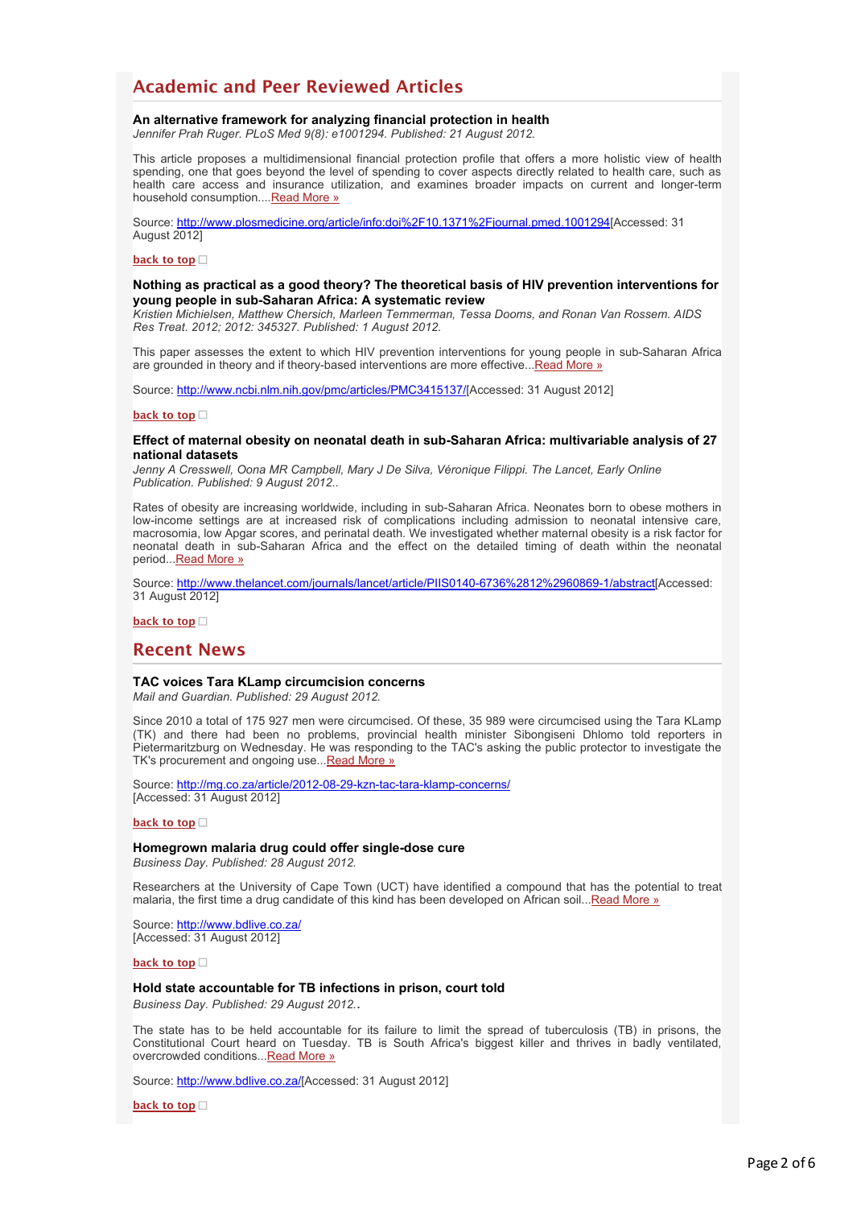## Academic and Peer Reviewed Articles

**An alternative framework for analyzing financial protection in health**
*Jennifer Prah Ruger. PLoS Med 9(8): e1001294. Published: 21 August 2012.*

This article proposes a multidimensional financial protection profile that offers a more holistic view of health spending, one that goes beyond the level of spending to cover aspects directly related to health care, such as health care access and insurance utilization, and examines broader impacts on current and longer-term household consumption....Read More »

Source: http://www.plosmedicine.org/article/info:doi%2F10.1371%2Fjournal.pmed.1001294[Accessed: 31 August 2012]

**back to top**

**Nothing as practical as a good theory? The theoretical basis of HIV prevention interventions for young people in sub-Saharan Africa: A systematic review**
*Kristien Michielsen, Matthew Chersich, Marleen Temmerman, Tessa Dooms, and Ronan Van Rossem. AIDS Res Treat. 2012; 2012: 345327. Published: 1 August 2012.*

This paper assesses the extent to which HIV prevention interventions for young people in sub-Saharan Africa are grounded in theory and if theory-based interventions are more effective...Read More »

Source: http://www.ncbi.nlm.nih.gov/pmc/articles/PMC3415137/[Accessed: 31 August 2012]

**back to top**

**Effect of maternal obesity on neonatal death in sub-Saharan Africa: multivariable analysis of 27 national datasets**
*Jenny A Cresswell, Oona MR Campbell, Mary J De Silva, Véronique Filippi. The Lancet, Early Online Publication. Published: 9 August 2012..*

Rates of obesity are increasing worldwide, including in sub-Saharan Africa. Neonates born to obese mothers in low-income settings are at increased risk of complications including admission to neonatal intensive care, macrosomia, low Apgar scores, and perinatal death. We investigated whether maternal obesity is a risk factor for neonatal death in sub-Saharan Africa and the effect on the detailed timing of death within the neonatal period...Read More »

Source: http://www.thelancet.com/journals/lancet/article/PIIS0140-6736%2812%2960869-1/abstract[Accessed: 31 August 2012]

**back to top**

## Recent News

**TAC voices Tara KLamp circumcision concerns**
*Mail and Guardian. Published: 29 August 2012.*

Since 2010 a total of 175 927 men were circumcised. Of these, 35 989 were circumcised using the Tara KLamp (TK) and there had been no problems, provincial health minister Sibongiseni Dhlomo told reporters in Pietermaritzburg on Wednesday. He was responding to the TAC's asking the public protector to investigate the TK's procurement and ongoing use...Read More »

Source: http://mg.co.za/article/2012-08-29-kzn-tac-tara-klamp-concerns/
[Accessed: 31 August 2012]

**back to top**

**Homegrown malaria drug could offer single-dose cure**
*Business Day. Published: 28 August 2012.*

Researchers at the University of Cape Town (UCT) have identified a compound that has the potential to treat malaria, the first time a drug candidate of this kind has been developed on African soil...Read More »

Source: http://www.bdlive.co.za/
[Accessed: 31 August 2012]

**back to top**

**Hold state accountable for TB infections in prison, court told**
*Business Day. Published: 29 August 2012..*

The state has to be held accountable for its failure to limit the spread of tuberculosis (TB) in prisons, the Constitutional Court heard on Tuesday. TB is South Africa's biggest killer and thrives in badly ventilated, overcrowded conditions...Read More »

Source: http://www.bdlive.co.za/[Accessed: 31 August 2012]

**back to top**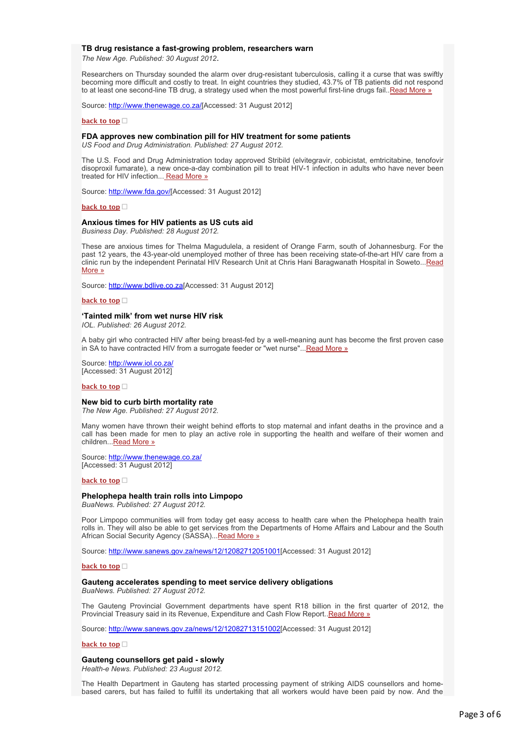### TB drug resistance a fast-growing problem, researchers warn

*The New Age. Published: 30 August 2012.*

Researchers on Thursday sounded the alarm over drug-resistant tuberculosis, calling it a curse that was swiftly becoming more difficult and costly to treat. In eight countries they studied, 43.7% of TB patients did not respond to at least one second-line TB drug, a strategy used when the most powerful first-line drugs fail..Read More »

Source: http://www.thenewage.co.za/[Accessed: 31 August 2012]

back to top

### FDA approves new combination pill for HIV treatment for some patients

*US Food and Drug Administration. Published: 27 August 2012.*

The U.S. Food and Drug Administration today approved Stribild (elvitegravir, cobicistat, emtricitabine, tenofovir disoproxil fumarate), a new once-a-day combination pill to treat HIV-1 infection in adults who have never been treated for HIV infection... Read More »

Source: http://www.fda.gov/[Accessed: 31 August 2012]

back to top

### Anxious times for HIV patients as US cuts aid

*Business Day. Published: 28 August 2012.*

These are anxious times for Thelma Magudulela, a resident of Orange Farm, south of Johannesburg. For the past 12 years, the 43-year-old unemployed mother of three has been receiving state-of-the-art HIV care from a clinic run by the independent Perinatal HIV Research Unit at Chris Hani Baragwanath Hospital in Soweto...Read More »

Source: http://www.bdlive.co.za[Accessed: 31 August 2012]

back to top

### 'Tainted milk' from wet nurse HIV risk

*IOL. Published: 26 August 2012.*

A baby girl who contracted HIV after being breast-fed by a well-meaning aunt has become the first proven case in SA to have contracted HIV from a surrogate feeder or "wet nurse"...Read More »

Source: http://www.iol.co.za/
[Accessed: 31 August 2012]

back to top

### New bid to curb birth mortality rate

*The New Age. Published: 27 August 2012.*

Many women have thrown their weight behind efforts to stop maternal and infant deaths in the province and a call has been made for men to play an active role in supporting the health and welfare of their women and children...Read More »

Source: http://www.thenewage.co.za/
[Accessed: 31 August 2012]

back to top

### Phelophepa health train rolls into Limpopo

*BuaNews. Published: 27 August 2012.*

Poor Limpopo communities will from today get easy access to health care when the Phelophepa health train rolls in. They will also be able to get services from the Departments of Home Affairs and Labour and the South African Social Security Agency (SASSA)...Read More »

Source: http://www.sanews.gov.za/news/12/12082712051001[Accessed: 31 August 2012]

back to top

### Gauteng accelerates spending to meet service delivery obligations

*BuaNews. Published: 27 August 2012.*

The Gauteng Provincial Government departments have spent R18 billion in the first quarter of 2012, the Provincial Treasury said in its Revenue, Expenditure and Cash Flow Report..Read More »

Source: http://www.sanews.gov.za/news/12/12082713151002[Accessed: 31 August 2012]

back to top

### Gauteng counsellors get paid - slowly

*Health-e News. Published: 23 August 2012.*

The Health Department in Gauteng has started processing payment of striking AIDS counsellors and home-based carers, but has failed to fulfill its undertaking that all workers would have been paid by now. And the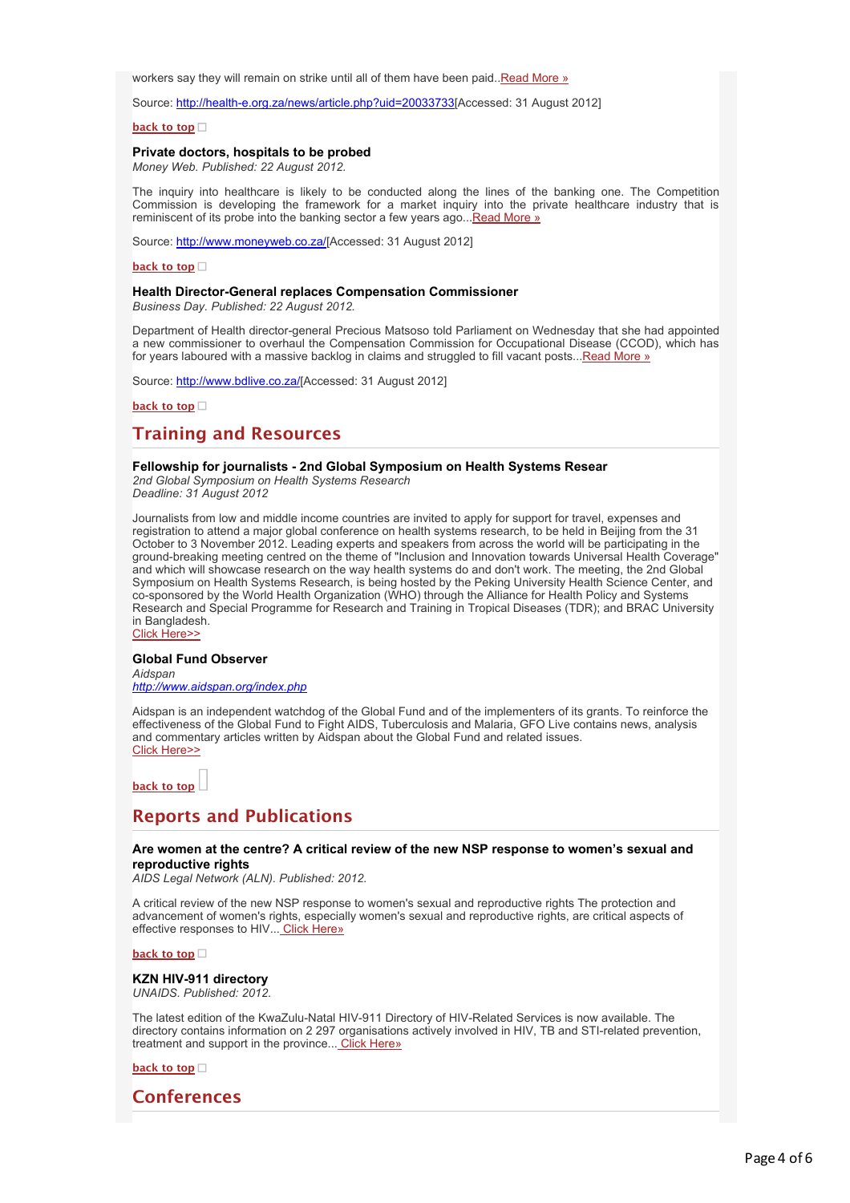workers say they will remain on strike until all of them have been paid..Read More »

Source: http://health-e.org.za/news/article.php?uid=20033733[Accessed: 31 August 2012]

**back to top**

**Private doctors, hospitals to be probed**
*Money Web. Published: 22 August 2012.*

The inquiry into healthcare is likely to be conducted along the lines of the banking one. The Competition Commission is developing the framework for a market inquiry into the private healthcare industry that is reminiscent of its probe into the banking sector a few years ago...Read More »

Source: http://www.moneyweb.co.za/[Accessed: 31 August 2012]

**back to top**

**Health Director-General replaces Compensation Commissioner**
*Business Day. Published: 22 August 2012.*

Department of Health director-general Precious Matsoso told Parliament on Wednesday that she had appointed a new commissioner to overhaul the Compensation Commission for Occupational Disease (CCOD), which has for years laboured with a massive backlog in claims and struggled to fill vacant posts...Read More »

Source: http://www.bdlive.co.za/[Accessed: 31 August 2012]

**back to top**

## Training and Resources

**Fellowship for journalists - 2nd Global Symposium on Health Systems Resear**
*2nd Global Symposium on Health Systems Research*
*Deadline: 31 August 2012*

Journalists from low and middle income countries are invited to apply for support for travel, expenses and registration to attend a major global conference on health systems research, to be held in Beijing from the 31 October to 3 November 2012. Leading experts and speakers from across the world will be participating in the ground-breaking meeting centred on the theme of "Inclusion and Innovation towards Universal Health Coverage" and which will showcase research on the way health systems do and don't work. The meeting, the 2nd Global Symposium on Health Systems Research, is being hosted by the Peking University Health Science Center, and co-sponsored by the World Health Organization (WHO) through the Alliance for Health Policy and Systems Research and Special Programme for Research and Training in Tropical Diseases (TDR); and BRAC University in Bangladesh.
Click Here>>

**Global Fund Observer**
*Aidspan*
*http://www.aidspan.org/index.php*

Aidspan is an independent watchdog of the Global Fund and of the implementers of its grants. To reinforce the effectiveness of the Global Fund to Fight AIDS, Tuberculosis and Malaria, GFO Live contains news, analysis and commentary articles written by Aidspan about the Global Fund and related issues.
Click Here>>

**back to top**

## Reports and Publications

**Are women at the centre? A critical review of the new NSP response to women's sexual and reproductive rights**
*AIDS Legal Network (ALN). Published: 2012.*

A critical review of the new NSP response to women's sexual and reproductive rights The protection and advancement of women's rights, especially women's sexual and reproductive rights, are critical aspects of effective responses to HIV... Click Here»

**back to top**

**KZN HIV-911 directory**
*UNAIDS. Published: 2012.*

The latest edition of the KwaZulu-Natal HIV-911 Directory of HIV-Related Services is now available. The directory contains information on 2 297 organisations actively involved in HIV, TB and STI-related prevention, treatment and support in the province... Click Here»

**back to top**

## Conferences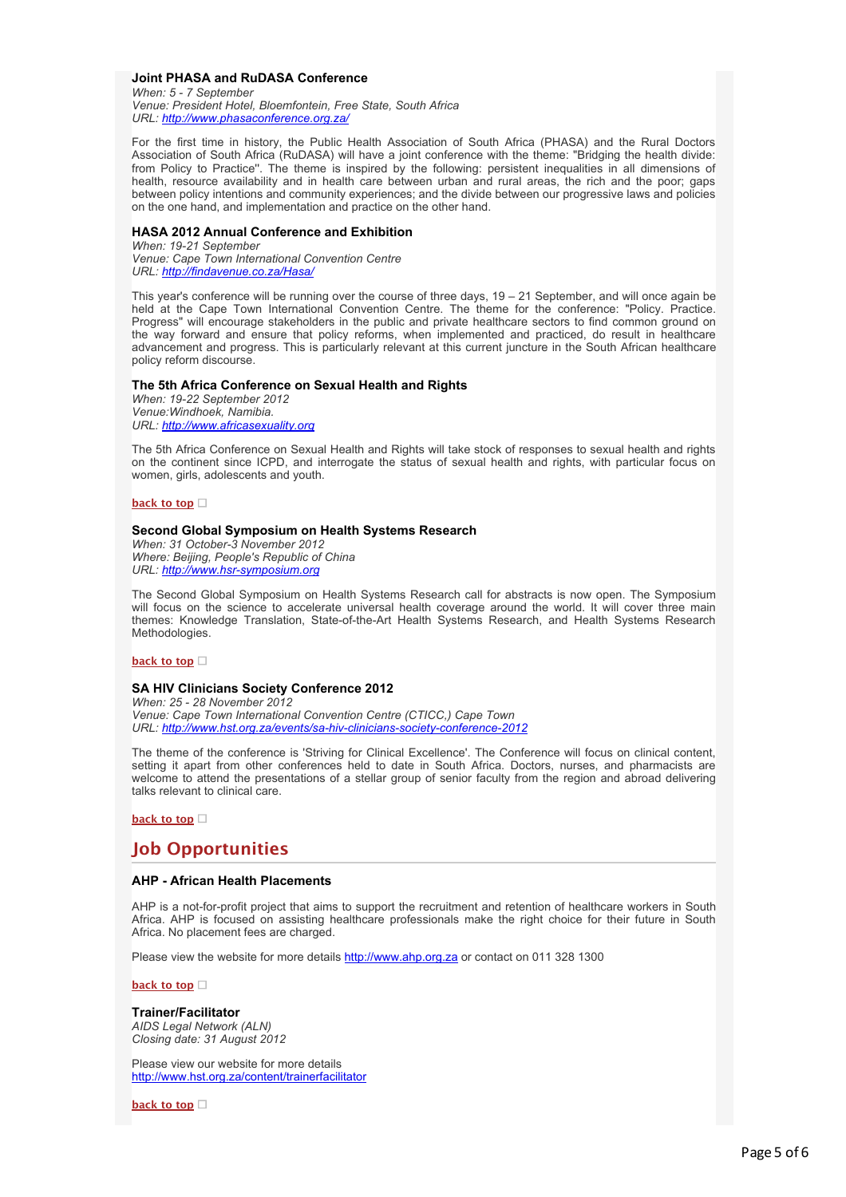### Joint PHASA and RuDASA Conference

*When: 5 - 7 September*
*Venue: President Hotel, Bloemfontein, Free State, South Africa*
*URL: http://www.phasaconference.org.za/*

For the first time in history, the Public Health Association of South Africa (PHASA) and the Rural Doctors Association of South Africa (RuDASA) will have a joint conference with the theme: "Bridging the health divide: from Policy to Practice". The theme is inspired by the following: persistent inequalities in all dimensions of health, resource availability and in health care between urban and rural areas, the rich and the poor; gaps between policy intentions and community experiences; and the divide between our progressive laws and policies on the one hand, and implementation and practice on the other hand.

### HASA 2012 Annual Conference and Exhibition

*When: 19-21 September*
*Venue: Cape Town International Convention Centre*
*URL: http://findavenue.co.za/Hasa/*

This year's conference will be running over the course of three days, 19 – 21 September, and will once again be held at the Cape Town International Convention Centre. The theme for the conference: "Policy. Practice. Progress" will encourage stakeholders in the public and private healthcare sectors to find common ground on the way forward and ensure that policy reforms, when implemented and practiced, do result in healthcare advancement and progress. This is particularly relevant at this current juncture in the South African healthcare policy reform discourse.

### The 5th Africa Conference on Sexual Health and Rights

*When: 19-22 September 2012*
*Venue:Windhoek, Namibia.*
*URL: http://www.africasexuality.org*

The 5th Africa Conference on Sexual Health and Rights will take stock of responses to sexual health and rights on the continent since ICPD, and interrogate the status of sexual health and rights, with particular focus on women, girls, adolescents and youth.

**back to top**

### Second Global Symposium on Health Systems Research

*When: 31 October-3 November 2012*
*Where: Beijing, People's Republic of China*
*URL: http://www.hsr-symposium.org*

The Second Global Symposium on Health Systems Research call for abstracts is now open. The Symposium will focus on the science to accelerate universal health coverage around the world. It will cover three main themes: Knowledge Translation, State-of-the-Art Health Systems Research, and Health Systems Research Methodologies.

**back to top**

### SA HIV Clinicians Society Conference 2012

*When: 25 - 28 November 2012*
*Venue: Cape Town International Convention Centre (CTICC,) Cape Town*
*URL: http://www.hst.org.za/events/sa-hiv-clinicians-society-conference-2012*

The theme of the conference is 'Striving for Clinical Excellence'. The Conference will focus on clinical content, setting it apart from other conferences held to date in South Africa. Doctors, nurses, and pharmacists are welcome to attend the presentations of a stellar group of senior faculty from the region and abroad delivering talks relevant to clinical care.

**back to top**

## Job Opportunities

### AHP - African Health Placements

AHP is a not-for-profit project that aims to support the recruitment and retention of healthcare workers in South Africa. AHP is focused on assisting healthcare professionals make the right choice for their future in South Africa. No placement fees are charged.

Please view the website for more details http://www.ahp.org.za or contact on 011 328 1300

**back to top**

### Trainer/Facilitator

*AIDS Legal Network (ALN)*
*Closing date: 31 August 2012*

Please view our website for more details
http://www.hst.org.za/content/trainerfacilitator

**back to top**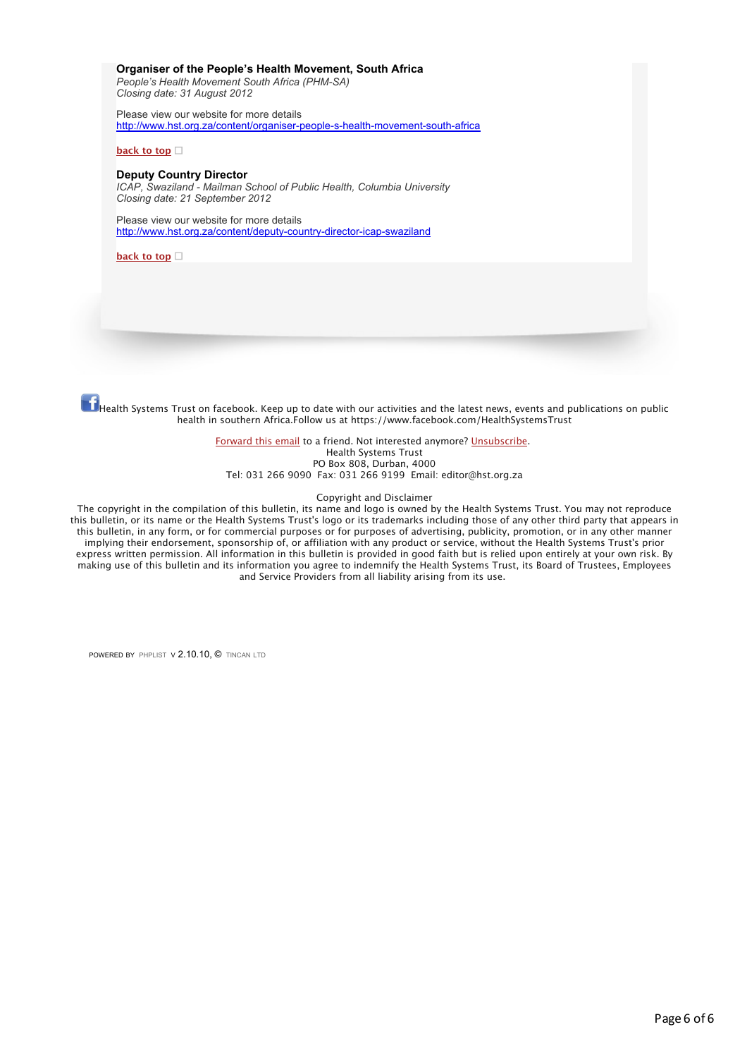### Organiser of the People's Health Movement, South Africa

*People's Health Movement South Africa (PHM-SA)*
*Closing date: 31 August 2012*

Please view our website for more details
http://www.hst.org.za/content/organiser-people-s-health-movement-south-africa

**back to top** □

### Deputy Country Director

*ICAP, Swaziland - Mailman School of Public Health, Columbia University*
*Closing date: 21 September 2012*

Please view our website for more details
http://www.hst.org.za/content/deputy-country-director-icap-swaziland

**back to top** □

Health Systems Trust on facebook. Keep up to date with our activities and the latest news, events and publications on public health in southern Africa.Follow us at https://www.facebook.com/HealthSystemsTrust

Forward this email to a friend. Not interested anymore? Unsubscribe.
Health Systems Trust
PO Box 808, Durban, 4000
Tel: 031 266 9090 Fax: 031 266 9199 Email: editor@hst.org.za

Copyright and Disclaimer
The copyright in the compilation of this bulletin, its name and logo is owned by the Health Systems Trust. You may not reproduce this bulletin, or its name or the Health Systems Trust's logo or its trademarks including those of any other third party that appears in this bulletin, in any form, or for commercial purposes or for purposes of advertising, publicity, promotion, or in any other manner implying their endorsement, sponsorship of, or affiliation with any product or service, without the Health Systems Trust's prior express written permission. All information in this bulletin is provided in good faith but is relied upon entirely at your own risk. By making use of this bulletin and its information you agree to indemnify the Health Systems Trust, its Board of Trustees, Employees and Service Providers from all liability arising from its use.

POWERED BY PHPLIST V 2.10.10, © TINCAN LTD